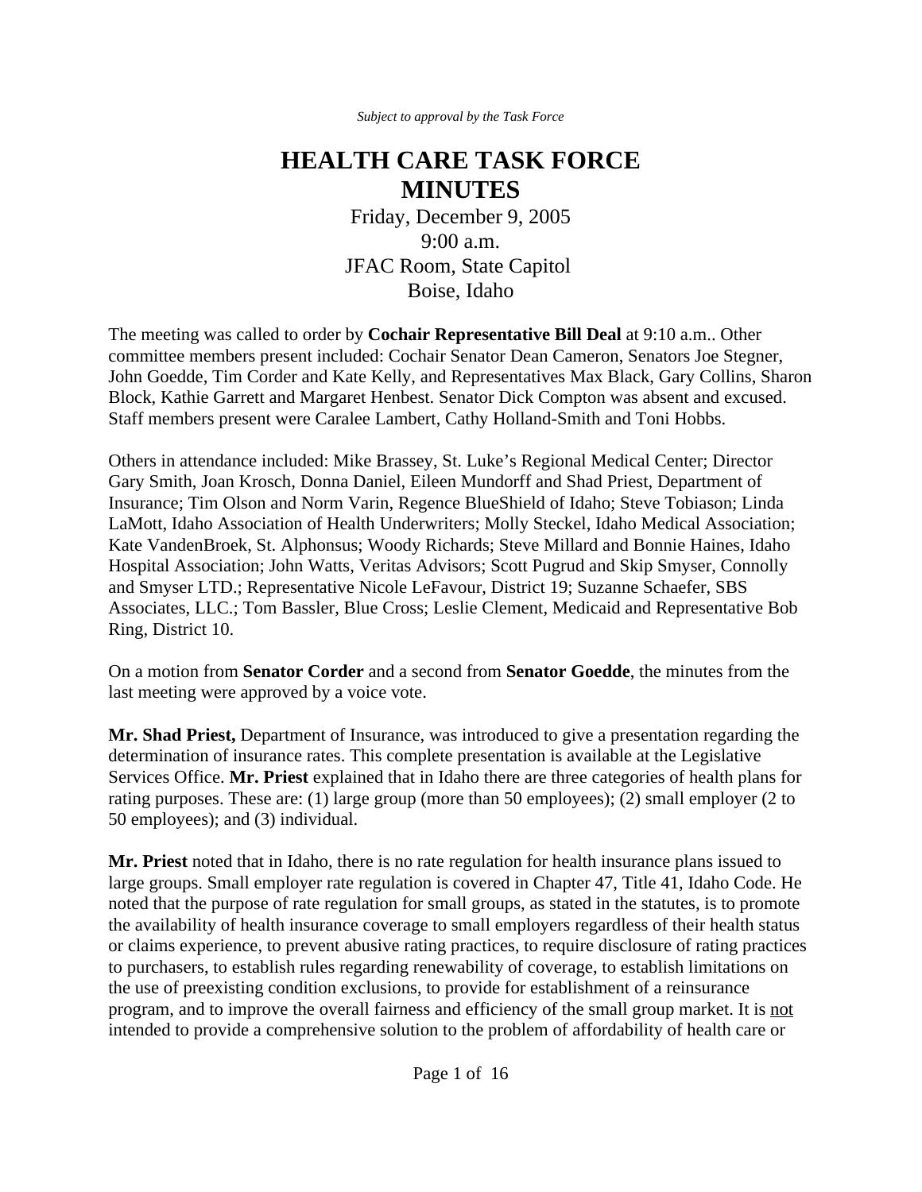*Subject to approval by the Task Force*

# HEALTH CARE TASK FORCE MINUTES

Friday, December 9, 2005
9:00 a.m.
JFAC Room, State Capitol
Boise, Idaho

The meeting was called to order by **Cochair Representative Bill Deal** at 9:10 a.m.. Other committee members present included: Cochair Senator Dean Cameron, Senators Joe Stegner, John Goedde, Tim Corder and Kate Kelly, and Representatives Max Black, Gary Collins, Sharon Block, Kathie Garrett and Margaret Henbest. Senator Dick Compton was absent and excused. Staff members present were Caralee Lambert, Cathy Holland-Smith and Toni Hobbs.

Others in attendance included: Mike Brassey, St. Luke's Regional Medical Center; Director Gary Smith, Joan Krosch, Donna Daniel, Eileen Mundorff and Shad Priest, Department of Insurance; Tim Olson and Norm Varin, Regence BlueShield of Idaho; Steve Tobiason; Linda LaMott, Idaho Association of Health Underwriters; Molly Steckel, Idaho Medical Association; Kate VandenBroek, St. Alphonsus; Woody Richards; Steve Millard and Bonnie Haines, Idaho Hospital Association; John Watts, Veritas Advisors; Scott Pugrud and Skip Smyser, Connolly and Smyser LTD.; Representative Nicole LeFavour, District 19; Suzanne Schaefer, SBS Associates, LLC.; Tom Bassler, Blue Cross; Leslie Clement, Medicaid and Representative Bob Ring, District 10.

On a motion from **Senator Corder** and a second from **Senator Goedde**, the minutes from the last meeting were approved by a voice vote.

**Mr. Shad Priest,** Department of Insurance, was introduced to give a presentation regarding the determination of insurance rates. This complete presentation is available at the Legislative Services Office. **Mr. Priest** explained that in Idaho there are three categories of health plans for rating purposes. These are: (1) large group (more than 50 employees); (2) small employer (2 to 50 employees); and (3) individual.

**Mr. Priest** noted that in Idaho, there is no rate regulation for health insurance plans issued to large groups. Small employer rate regulation is covered in Chapter 47, Title 41, Idaho Code. He noted that the purpose of rate regulation for small groups, as stated in the statutes, is to promote the availability of health insurance coverage to small employers regardless of their health status or claims experience, to prevent abusive rating practices, to require disclosure of rating practices to purchasers, to establish rules regarding renewability of coverage, to establish limitations on the use of preexisting condition exclusions, to provide for establishment of a reinsurance program, and to improve the overall fairness and efficiency of the small group market. It is <u>not</u> intended to provide a comprehensive solution to the problem of affordability of health care or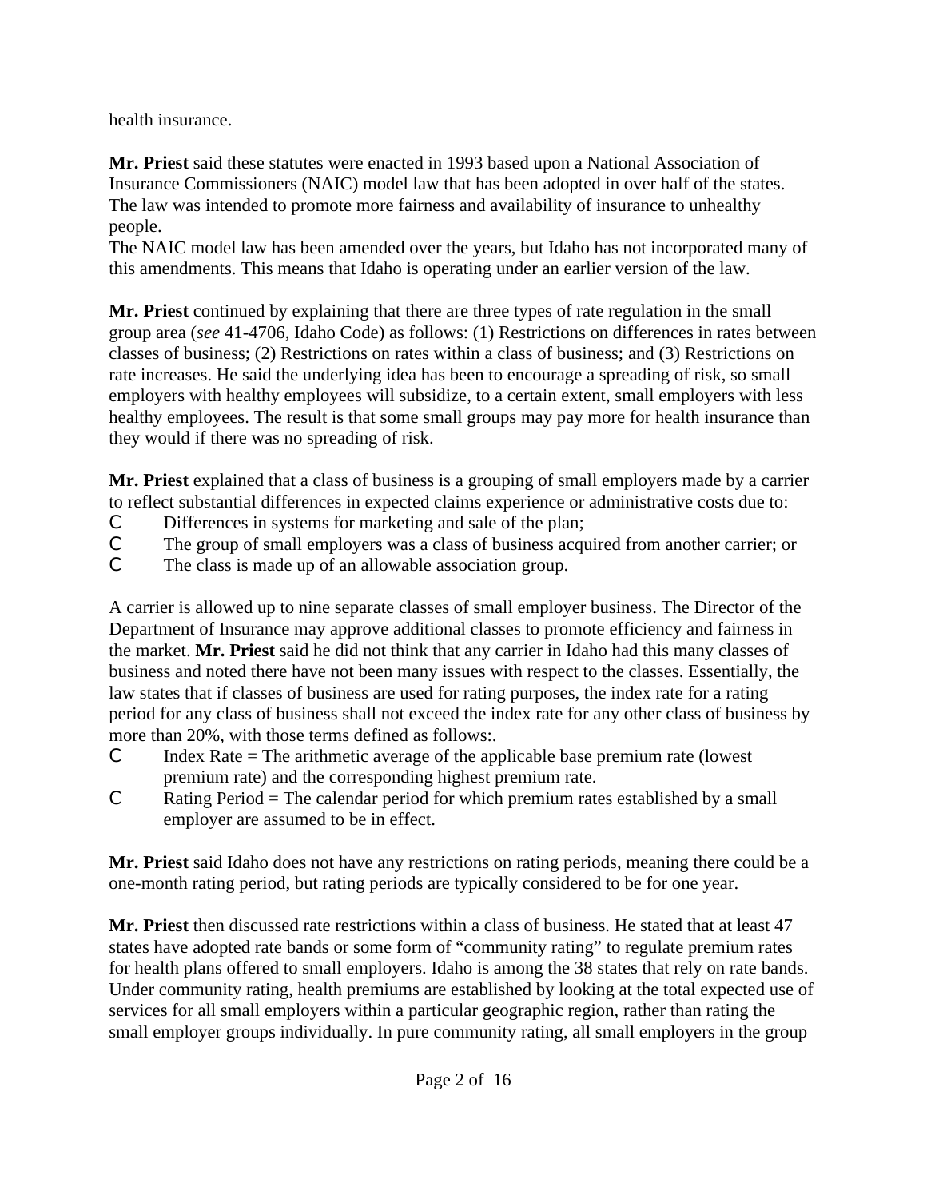health insurance.

**Mr. Priest** said these statutes were enacted in 1993 based upon a National Association of Insurance Commissioners (NAIC) model law that has been adopted in over half of the states. The law was intended to promote more fairness and availability of insurance to unhealthy people.
The NAIC model law has been amended over the years, but Idaho has not incorporated many of this amendments. This means that Idaho is operating under an earlier version of the law.

**Mr. Priest** continued by explaining that there are three types of rate regulation in the small group area (*see* 41-4706, Idaho Code) as follows: (1) Restrictions on differences in rates between classes of business; (2) Restrictions on rates within a class of business; and (3) Restrictions on rate increases. He said the underlying idea has been to encourage a spreading of risk, so small employers with healthy employees will subsidize, to a certain extent, small employers with less healthy employees. The result is that some small groups may pay more for health insurance than they would if there was no spreading of risk.

**Mr. Priest** explained that a class of business is a grouping of small employers made by a carrier to reflect substantial differences in expected claims experience or administrative costs due to:

- Differences in systems for marketing and sale of the plan;
- The group of small employers was a class of business acquired from another carrier; or
- The class is made up of an allowable association group.

A carrier is allowed up to nine separate classes of small employer business. The Director of the Department of Insurance may approve additional classes to promote efficiency and fairness in the market. **Mr. Priest** said he did not think that any carrier in Idaho had this many classes of business and noted there have not been many issues with respect to the classes. Essentially, the law states that if classes of business are used for rating purposes, the index rate for a rating period for any class of business shall not exceed the index rate for any other class of business by more than 20%, with those terms defined as follows:.

- Index Rate = The arithmetic average of the applicable base premium rate (lowest premium rate) and the corresponding highest premium rate.
- Rating Period = The calendar period for which premium rates established by a small employer are assumed to be in effect.

**Mr. Priest** said Idaho does not have any restrictions on rating periods, meaning there could be a one-month rating period, but rating periods are typically considered to be for one year.

**Mr. Priest** then discussed rate restrictions within a class of business. He stated that at least 47 states have adopted rate bands or some form of "community rating" to regulate premium rates for health plans offered to small employers. Idaho is among the 38 states that rely on rate bands. Under community rating, health premiums are established by looking at the total expected use of services for all small employers within a particular geographic region, rather than rating the small employer groups individually. In pure community rating, all small employers in the group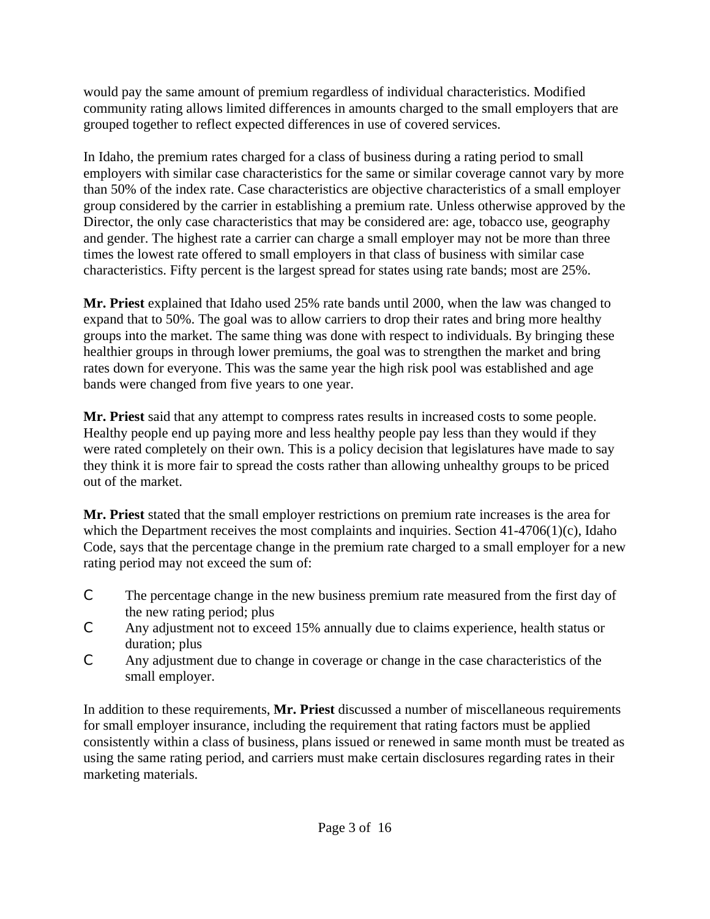would pay the same amount of premium regardless of individual characteristics. Modified community rating allows limited differences in amounts charged to the small employers that are grouped together to reflect expected differences in use of covered services.

In Idaho, the premium rates charged for a class of business during a rating period to small employers with similar case characteristics for the same or similar coverage cannot vary by more than 50% of the index rate. Case characteristics are objective characteristics of a small employer group considered by the carrier in establishing a premium rate. Unless otherwise approved by the Director, the only case characteristics that may be considered are: age, tobacco use, geography and gender. The highest rate a carrier can charge a small employer may not be more than three times the lowest rate offered to small employers in that class of business with similar case characteristics. Fifty percent is the largest spread for states using rate bands; most are 25%.

**Mr. Priest** explained that Idaho used 25% rate bands until 2000, when the law was changed to expand that to 50%. The goal was to allow carriers to drop their rates and bring more healthy groups into the market. The same thing was done with respect to individuals. By bringing these healthier groups in through lower premiums, the goal was to strengthen the market and bring rates down for everyone. This was the same year the high risk pool was established and age bands were changed from five years to one year.

**Mr. Priest** said that any attempt to compress rates results in increased costs to some people. Healthy people end up paying more and less healthy people pay less than they would if they were rated completely on their own. This is a policy decision that legislatures have made to say they think it is more fair to spread the costs rather than allowing unhealthy groups to be priced out of the market.

**Mr. Priest** stated that the small employer restrictions on premium rate increases is the area for which the Department receives the most complaints and inquiries. Section 41-4706(1)(c), Idaho Code, says that the percentage change in the premium rate charged to a small employer for a new rating period may not exceed the sum of:

- The percentage change in the new business premium rate measured from the first day of the new rating period; plus
- Any adjustment not to exceed 15% annually due to claims experience, health status or duration; plus
- Any adjustment due to change in coverage or change in the case characteristics of the small employer.

In addition to these requirements, **Mr. Priest** discussed a number of miscellaneous requirements for small employer insurance, including the requirement that rating factors must be applied consistently within a class of business, plans issued or renewed in same month must be treated as using the same rating period, and carriers must make certain disclosures regarding rates in their marketing materials.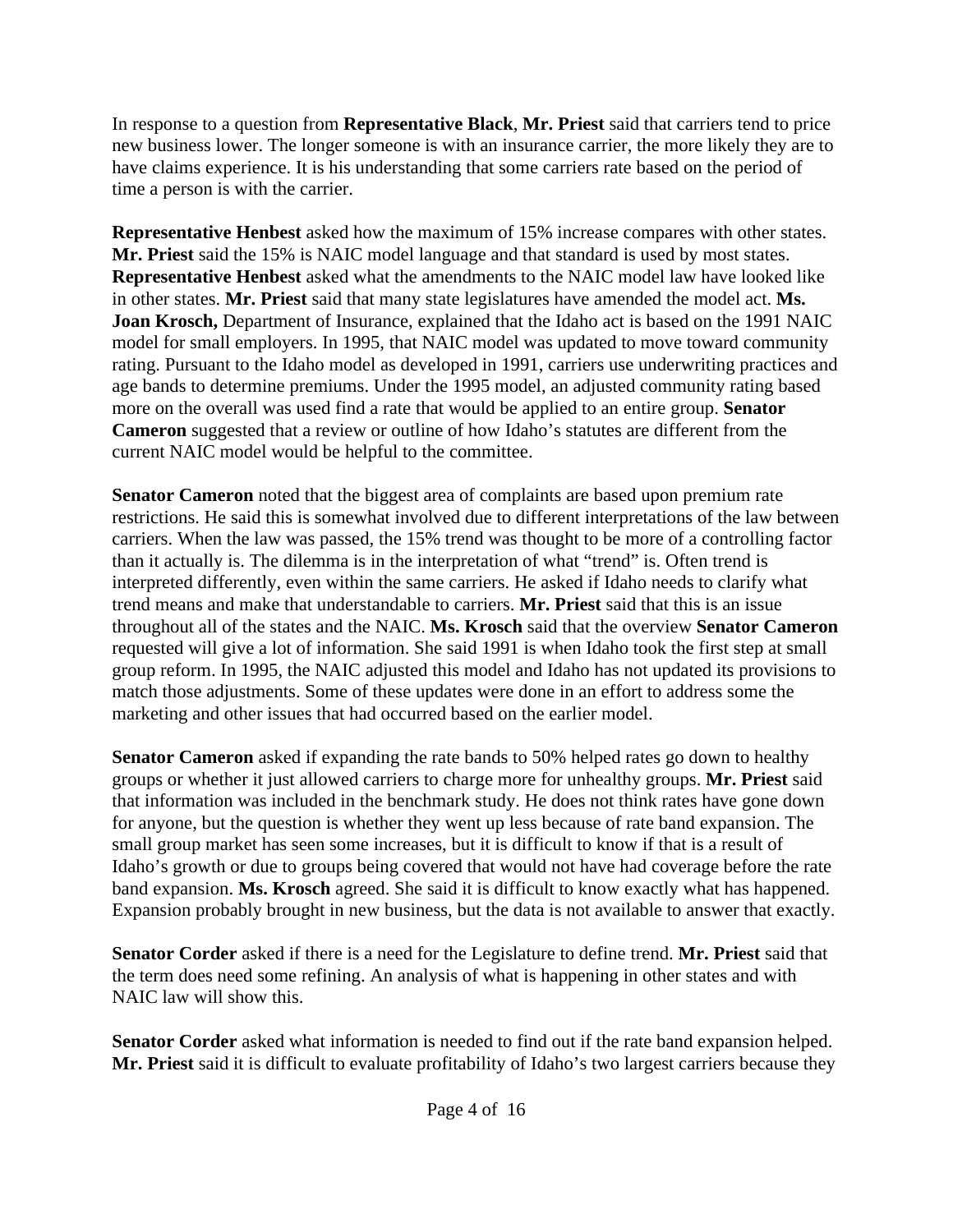In response to a question from **Representative Black**, **Mr. Priest** said that carriers tend to price new business lower. The longer someone is with an insurance carrier, the more likely they are to have claims experience. It is his understanding that some carriers rate based on the period of time a person is with the carrier.

**Representative Henbest** asked how the maximum of 15% increase compares with other states. **Mr. Priest** said the 15% is NAIC model language and that standard is used by most states. **Representative Henbest** asked what the amendments to the NAIC model law have looked like in other states. **Mr. Priest** said that many state legislatures have amended the model act. **Ms. Joan Krosch,** Department of Insurance, explained that the Idaho act is based on the 1991 NAIC model for small employers. In 1995, that NAIC model was updated to move toward community rating. Pursuant to the Idaho model as developed in 1991, carriers use underwriting practices and age bands to determine premiums. Under the 1995 model, an adjusted community rating based more on the overall was used find a rate that would be applied to an entire group. **Senator Cameron** suggested that a review or outline of how Idaho's statutes are different from the current NAIC model would be helpful to the committee.

**Senator Cameron** noted that the biggest area of complaints are based upon premium rate restrictions. He said this is somewhat involved due to different interpretations of the law between carriers. When the law was passed, the 15% trend was thought to be more of a controlling factor than it actually is. The dilemma is in the interpretation of what "trend" is. Often trend is interpreted differently, even within the same carriers. He asked if Idaho needs to clarify what trend means and make that understandable to carriers. **Mr. Priest** said that this is an issue throughout all of the states and the NAIC. **Ms. Krosch** said that the overview **Senator Cameron** requested will give a lot of information. She said 1991 is when Idaho took the first step at small group reform. In 1995, the NAIC adjusted this model and Idaho has not updated its provisions to match those adjustments. Some of these updates were done in an effort to address some the marketing and other issues that had occurred based on the earlier model.

**Senator Cameron** asked if expanding the rate bands to 50% helped rates go down to healthy groups or whether it just allowed carriers to charge more for unhealthy groups. **Mr. Priest** said that information was included in the benchmark study. He does not think rates have gone down for anyone, but the question is whether they went up less because of rate band expansion. The small group market has seen some increases, but it is difficult to know if that is a result of Idaho's growth or due to groups being covered that would not have had coverage before the rate band expansion. **Ms. Krosch** agreed. She said it is difficult to know exactly what has happened. Expansion probably brought in new business, but the data is not available to answer that exactly.

**Senator Corder** asked if there is a need for the Legislature to define trend. **Mr. Priest** said that the term does need some refining. An analysis of what is happening in other states and with NAIC law will show this.

**Senator Corder** asked what information is needed to find out if the rate band expansion helped. **Mr. Priest** said it is difficult to evaluate profitability of Idaho's two largest carriers because they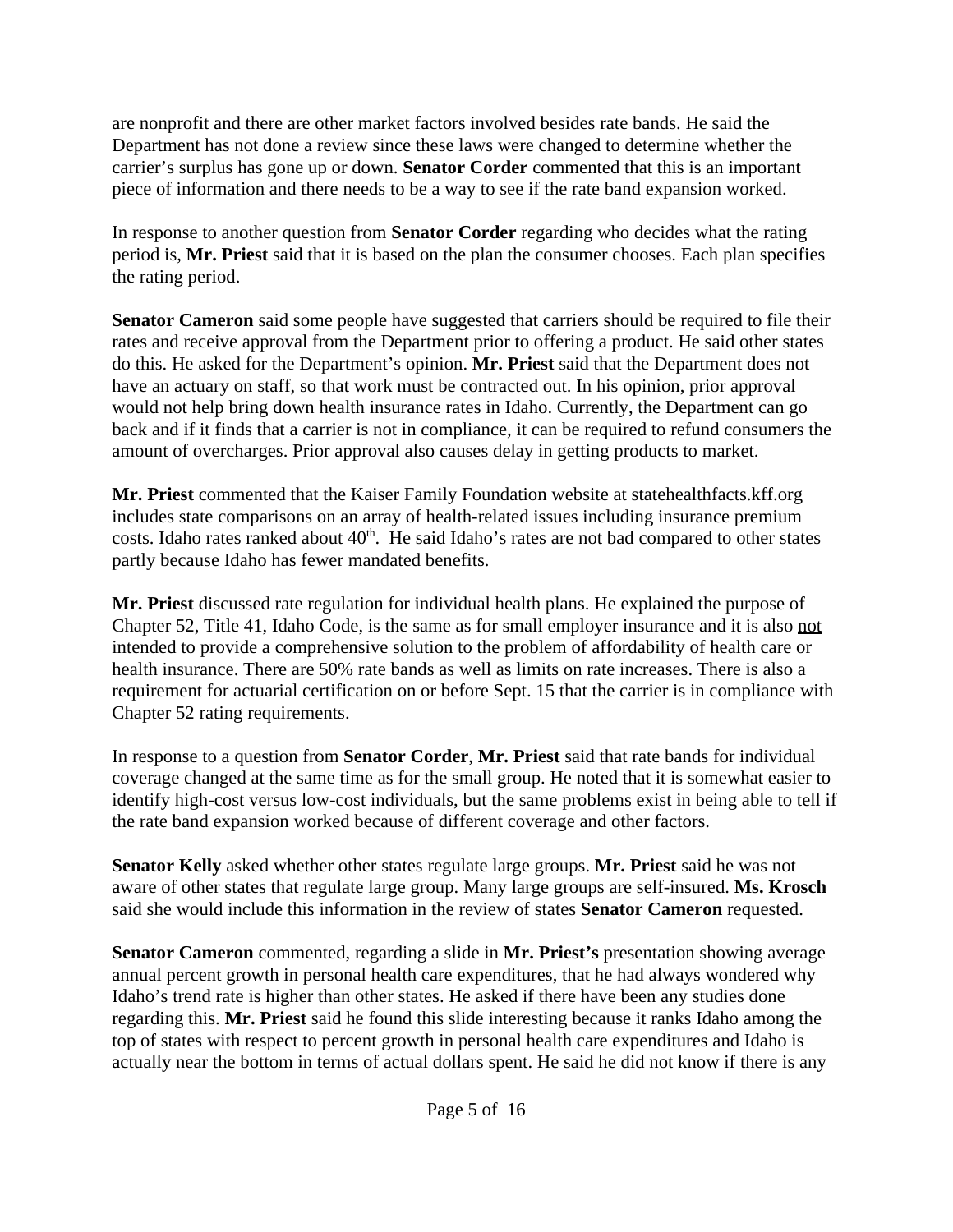are nonprofit and there are other market factors involved besides rate bands. He said the Department has not done a review since these laws were changed to determine whether the carrier's surplus has gone up or down. **Senator Corder** commented that this is an important piece of information and there needs to be a way to see if the rate band expansion worked.

In response to another question from **Senator Corder** regarding who decides what the rating period is, **Mr. Priest** said that it is based on the plan the consumer chooses. Each plan specifies the rating period.

**Senator Cameron** said some people have suggested that carriers should be required to file their rates and receive approval from the Department prior to offering a product. He said other states do this. He asked for the Department's opinion. **Mr. Priest** said that the Department does not have an actuary on staff, so that work must be contracted out. In his opinion, prior approval would not help bring down health insurance rates in Idaho. Currently, the Department can go back and if it finds that a carrier is not in compliance, it can be required to refund consumers the amount of overcharges. Prior approval also causes delay in getting products to market.

**Mr. Priest** commented that the Kaiser Family Foundation website at statehealthfacts.kff.org includes state comparisons on an array of health-related issues including insurance premium costs. Idaho rates ranked about 40th. He said Idaho's rates are not bad compared to other states partly because Idaho has fewer mandated benefits.

**Mr. Priest** discussed rate regulation for individual health plans. He explained the purpose of Chapter 52, Title 41, Idaho Code, is the same as for small employer insurance and it is also <u>not</u> intended to provide a comprehensive solution to the problem of affordability of health care or health insurance. There are 50% rate bands as well as limits on rate increases. There is also a requirement for actuarial certification on or before Sept. 15 that the carrier is in compliance with Chapter 52 rating requirements.

In response to a question from **Senator Corder**, **Mr. Priest** said that rate bands for individual coverage changed at the same time as for the small group. He noted that it is somewhat easier to identify high-cost versus low-cost individuals, but the same problems exist in being able to tell if the rate band expansion worked because of different coverage and other factors.

**Senator Kelly** asked whether other states regulate large groups. **Mr. Priest** said he was not aware of other states that regulate large group. Many large groups are self-insured. **Ms. Krosch** said she would include this information in the review of states **Senator Cameron** requested.

**Senator Cameron** commented, regarding a slide in **Mr. Priest's** presentation showing average annual percent growth in personal health care expenditures, that he had always wondered why Idaho's trend rate is higher than other states. He asked if there have been any studies done regarding this. **Mr. Priest** said he found this slide interesting because it ranks Idaho among the top of states with respect to percent growth in personal health care expenditures and Idaho is actually near the bottom in terms of actual dollars spent. He said he did not know if there is any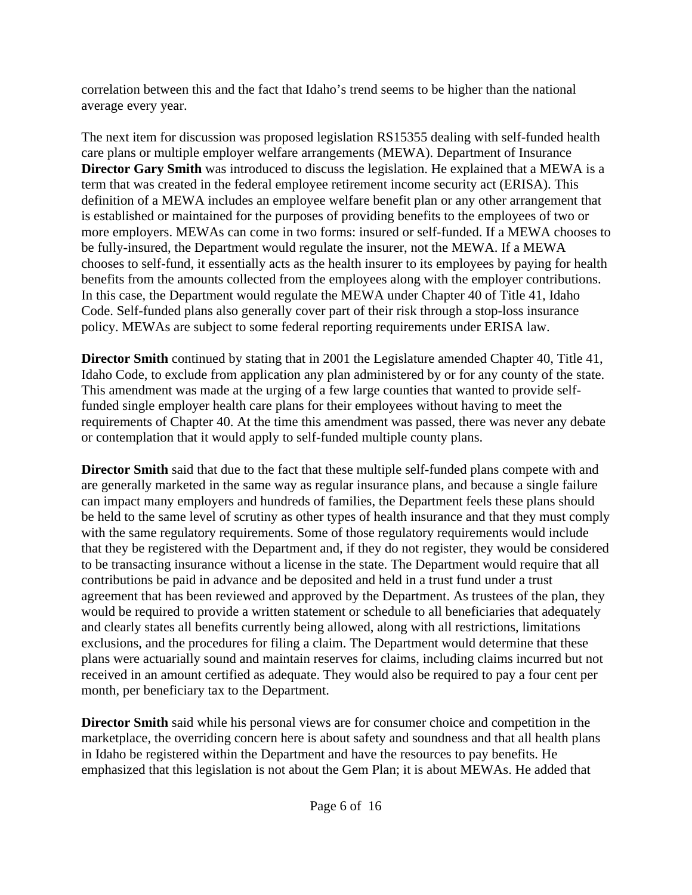correlation between this and the fact that Idaho's trend seems to be higher than the national average every year.

The next item for discussion was proposed legislation RS15355 dealing with self-funded health care plans or multiple employer welfare arrangements (MEWA). Department of Insurance **Director Gary Smith** was introduced to discuss the legislation. He explained that a MEWA is a term that was created in the federal employee retirement income security act (ERISA). This definition of a MEWA includes an employee welfare benefit plan or any other arrangement that is established or maintained for the purposes of providing benefits to the employees of two or more employers. MEWAs can come in two forms: insured or self-funded. If a MEWA chooses to be fully-insured, the Department would regulate the insurer, not the MEWA. If a MEWA chooses to self-fund, it essentially acts as the health insurer to its employees by paying for health benefits from the amounts collected from the employees along with the employer contributions. In this case, the Department would regulate the MEWA under Chapter 40 of Title 41, Idaho Code. Self-funded plans also generally cover part of their risk through a stop-loss insurance policy. MEWAs are subject to some federal reporting requirements under ERISA law.

**Director Smith** continued by stating that in 2001 the Legislature amended Chapter 40, Title 41, Idaho Code, to exclude from application any plan administered by or for any county of the state. This amendment was made at the urging of a few large counties that wanted to provide self-funded single employer health care plans for their employees without having to meet the requirements of Chapter 40. At the time this amendment was passed, there was never any debate or contemplation that it would apply to self-funded multiple county plans.

**Director Smith** said that due to the fact that these multiple self-funded plans compete with and are generally marketed in the same way as regular insurance plans, and because a single failure can impact many employers and hundreds of families, the Department feels these plans should be held to the same level of scrutiny as other types of health insurance and that they must comply with the same regulatory requirements. Some of those regulatory requirements would include that they be registered with the Department and, if they do not register, they would be considered to be transacting insurance without a license in the state. The Department would require that all contributions be paid in advance and be deposited and held in a trust fund under a trust agreement that has been reviewed and approved by the Department. As trustees of the plan, they would be required to provide a written statement or schedule to all beneficiaries that adequately and clearly states all benefits currently being allowed, along with all restrictions, limitations exclusions, and the procedures for filing a claim. The Department would determine that these plans were actuarially sound and maintain reserves for claims, including claims incurred but not received in an amount certified as adequate. They would also be required to pay a four cent per month, per beneficiary tax to the Department.

**Director Smith** said while his personal views are for consumer choice and competition in the marketplace, the overriding concern here is about safety and soundness and that all health plans in Idaho be registered within the Department and have the resources to pay benefits. He emphasized that this legislation is not about the Gem Plan; it is about MEWAs. He added that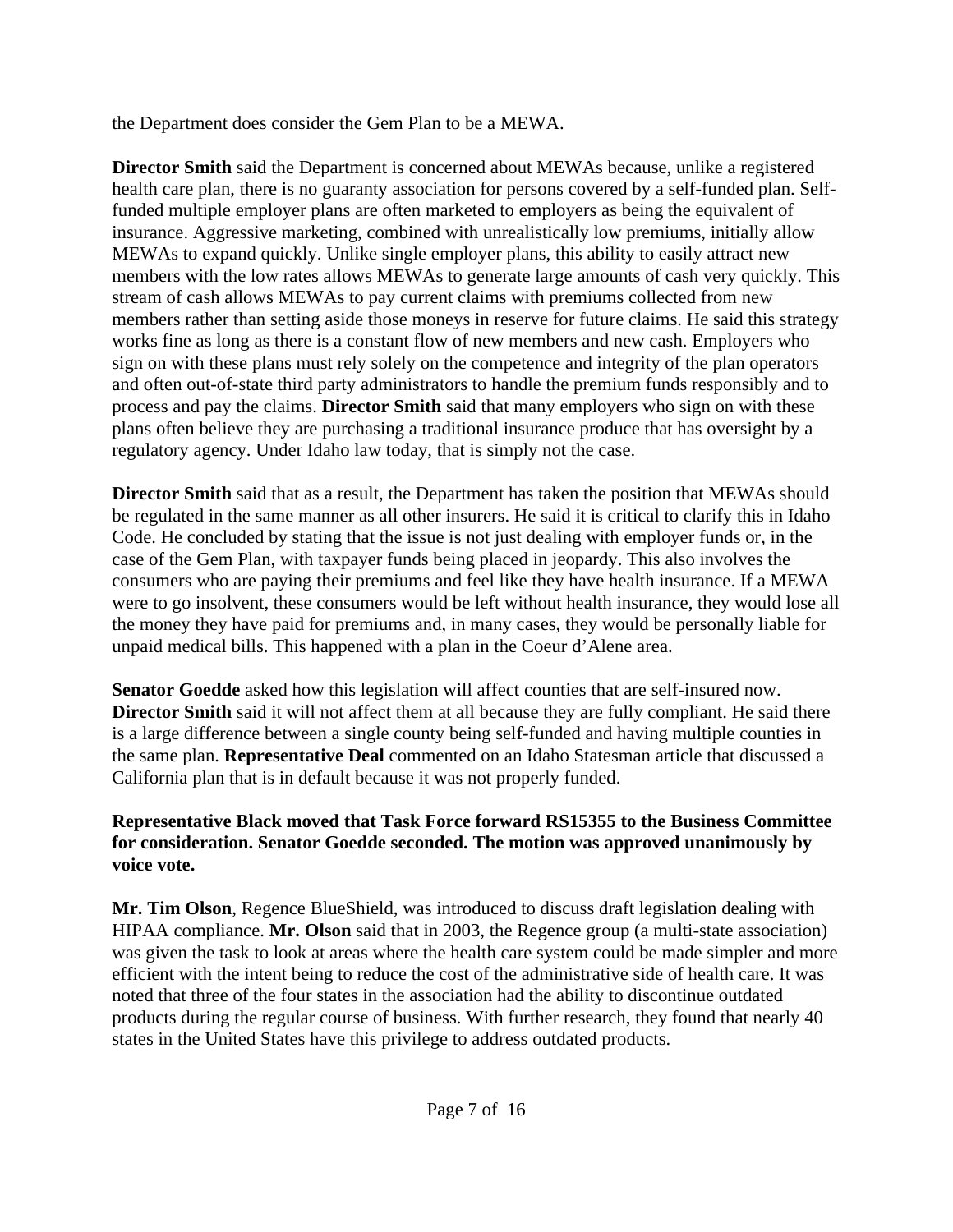the Department does consider the Gem Plan to be a MEWA.

**Director Smith** said the Department is concerned about MEWAs because, unlike a registered health care plan, there is no guaranty association for persons covered by a self-funded plan. Self-funded multiple employer plans are often marketed to employers as being the equivalent of insurance. Aggressive marketing, combined with unrealistically low premiums, initially allow MEWAs to expand quickly. Unlike single employer plans, this ability to easily attract new members with the low rates allows MEWAs to generate large amounts of cash very quickly. This stream of cash allows MEWAs to pay current claims with premiums collected from new members rather than setting aside those moneys in reserve for future claims. He said this strategy works fine as long as there is a constant flow of new members and new cash. Employers who sign on with these plans must rely solely on the competence and integrity of the plan operators and often out-of-state third party administrators to handle the premium funds responsibly and to process and pay the claims. **Director Smith** said that many employers who sign on with these plans often believe they are purchasing a traditional insurance produce that has oversight by a regulatory agency. Under Idaho law today, that is simply not the case.

**Director Smith** said that as a result, the Department has taken the position that MEWAs should be regulated in the same manner as all other insurers. He said it is critical to clarify this in Idaho Code. He concluded by stating that the issue is not just dealing with employer funds or, in the case of the Gem Plan, with taxpayer funds being placed in jeopardy. This also involves the consumers who are paying their premiums and feel like they have health insurance. If a MEWA were to go insolvent, these consumers would be left without health insurance, they would lose all the money they have paid for premiums and, in many cases, they would be personally liable for unpaid medical bills. This happened with a plan in the Coeur d'Alene area.

**Senator Goedde** asked how this legislation will affect counties that are self-insured now. **Director Smith** said it will not affect them at all because they are fully compliant. He said there is a large difference between a single county being self-funded and having multiple counties in the same plan. **Representative Deal** commented on an Idaho Statesman article that discussed a California plan that is in default because it was not properly funded.

**Representative Black moved that Task Force forward RS15355 to the Business Committee for consideration. Senator Goedde seconded. The motion was approved unanimously by voice vote.**

**Mr. Tim Olson**, Regence BlueShield, was introduced to discuss draft legislation dealing with HIPAA compliance. **Mr. Olson** said that in 2003, the Regence group (a multi-state association) was given the task to look at areas where the health care system could be made simpler and more efficient with the intent being to reduce the cost of the administrative side of health care. It was noted that three of the four states in the association had the ability to discontinue outdated products during the regular course of business. With further research, they found that nearly 40 states in the United States have this privilege to address outdated products.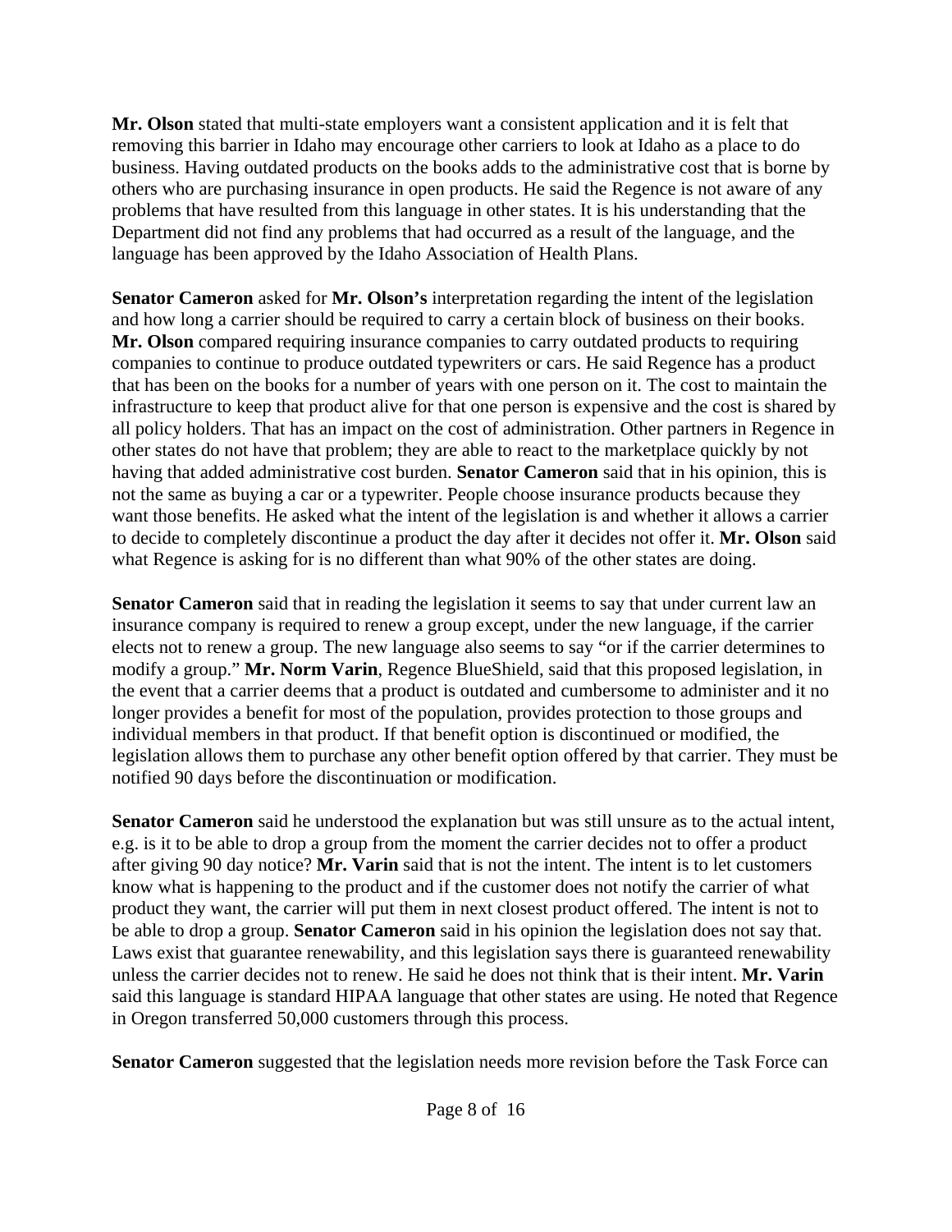**Mr. Olson** stated that multi-state employers want a consistent application and it is felt that removing this barrier in Idaho may encourage other carriers to look at Idaho as a place to do business. Having outdated products on the books adds to the administrative cost that is borne by others who are purchasing insurance in open products. He said the Regence is not aware of any problems that have resulted from this language in other states. It is his understanding that the Department did not find any problems that had occurred as a result of the language, and the language has been approved by the Idaho Association of Health Plans.

**Senator Cameron** asked for **Mr. Olson's** interpretation regarding the intent of the legislation and how long a carrier should be required to carry a certain block of business on their books. **Mr. Olson** compared requiring insurance companies to carry outdated products to requiring companies to continue to produce outdated typewriters or cars. He said Regence has a product that has been on the books for a number of years with one person on it. The cost to maintain the infrastructure to keep that product alive for that one person is expensive and the cost is shared by all policy holders. That has an impact on the cost of administration. Other partners in Regence in other states do not have that problem; they are able to react to the marketplace quickly by not having that added administrative cost burden. **Senator Cameron** said that in his opinion, this is not the same as buying a car or a typewriter. People choose insurance products because they want those benefits. He asked what the intent of the legislation is and whether it allows a carrier to decide to completely discontinue a product the day after it decides not offer it. **Mr. Olson** said what Regence is asking for is no different than what 90% of the other states are doing.

**Senator Cameron** said that in reading the legislation it seems to say that under current law an insurance company is required to renew a group except, under the new language, if the carrier elects not to renew a group. The new language also seems to say "or if the carrier determines to modify a group." **Mr. Norm Varin**, Regence BlueShield, said that this proposed legislation, in the event that a carrier deems that a product is outdated and cumbersome to administer and it no longer provides a benefit for most of the population, provides protection to those groups and individual members in that product. If that benefit option is discontinued or modified, the legislation allows them to purchase any other benefit option offered by that carrier. They must be notified 90 days before the discontinuation or modification.

**Senator Cameron** said he understood the explanation but was still unsure as to the actual intent, e.g. is it to be able to drop a group from the moment the carrier decides not to offer a product after giving 90 day notice? **Mr. Varin** said that is not the intent. The intent is to let customers know what is happening to the product and if the customer does not notify the carrier of what product they want, the carrier will put them in next closest product offered. The intent is not to be able to drop a group. **Senator Cameron** said in his opinion the legislation does not say that. Laws exist that guarantee renewability, and this legislation says there is guaranteed renewability unless the carrier decides not to renew. He said he does not think that is their intent. **Mr. Varin** said this language is standard HIPAA language that other states are using. He noted that Regence in Oregon transferred 50,000 customers through this process.

**Senator Cameron** suggested that the legislation needs more revision before the Task Force can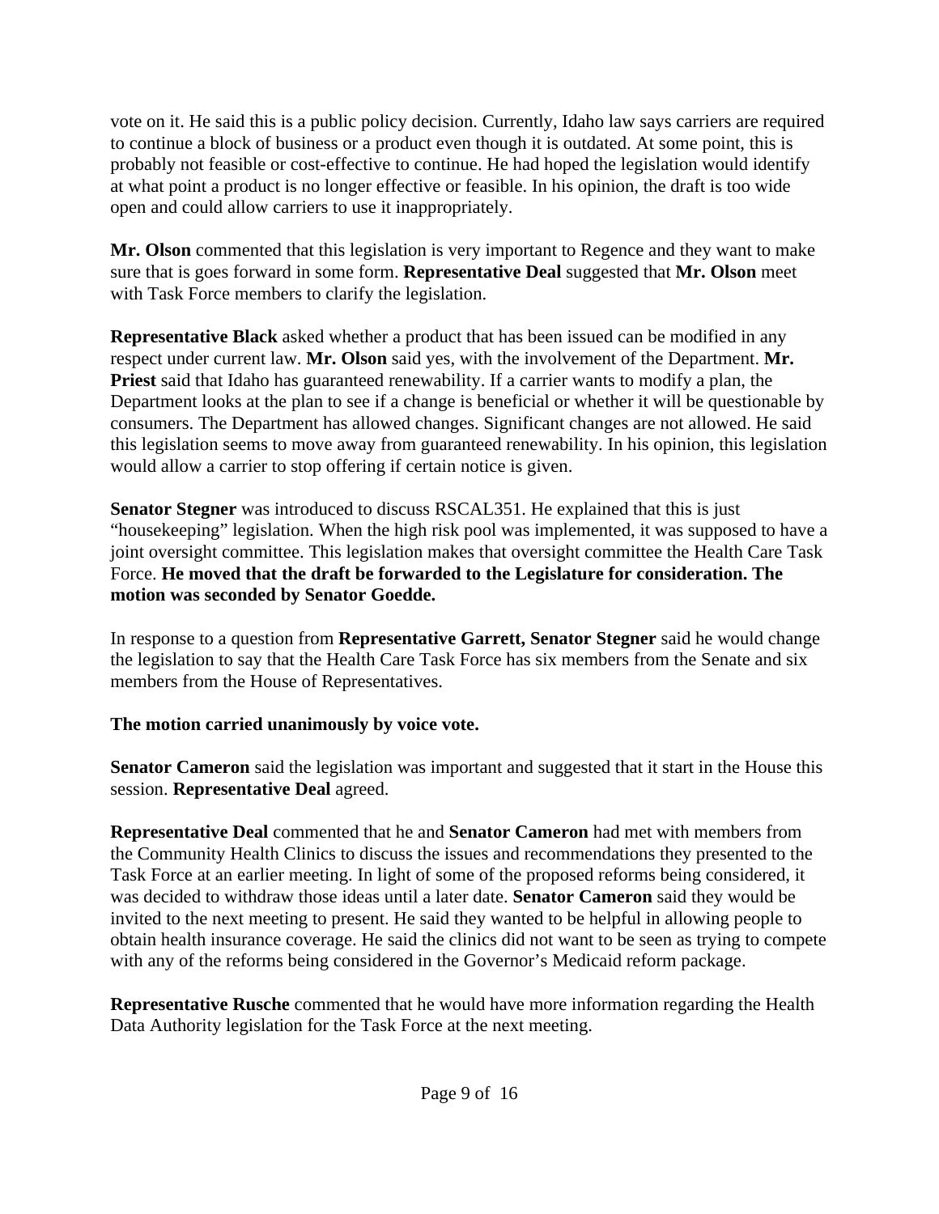vote on it. He said this is a public policy decision. Currently, Idaho law says carriers are required to continue a block of business or a product even though it is outdated. At some point, this is probably not feasible or cost-effective to continue. He had hoped the legislation would identify at what point a product is no longer effective or feasible. In his opinion, the draft is too wide open and could allow carriers to use it inappropriately.

**Mr. Olson** commented that this legislation is very important to Regence and they want to make sure that is goes forward in some form. **Representative Deal** suggested that **Mr. Olson** meet with Task Force members to clarify the legislation.

**Representative Black** asked whether a product that has been issued can be modified in any respect under current law. **Mr. Olson** said yes, with the involvement of the Department. **Mr. Priest** said that Idaho has guaranteed renewability. If a carrier wants to modify a plan, the Department looks at the plan to see if a change is beneficial or whether it will be questionable by consumers. The Department has allowed changes. Significant changes are not allowed. He said this legislation seems to move away from guaranteed renewability. In his opinion, this legislation would allow a carrier to stop offering if certain notice is given.

**Senator Stegner** was introduced to discuss RSCAL351. He explained that this is just "housekeeping" legislation. When the high risk pool was implemented, it was supposed to have a joint oversight committee. This legislation makes that oversight committee the Health Care Task Force. **He moved that the draft be forwarded to the Legislature for consideration. The motion was seconded by Senator Goedde.**

In response to a question from **Representative Garrett, Senator Stegner** said he would change the legislation to say that the Health Care Task Force has six members from the Senate and six members from the House of Representatives.

**The motion carried unanimously by voice vote.**

**Senator Cameron** said the legislation was important and suggested that it start in the House this session. **Representative Deal** agreed.

**Representative Deal** commented that he and **Senator Cameron** had met with members from the Community Health Clinics to discuss the issues and recommendations they presented to the Task Force at an earlier meeting. In light of some of the proposed reforms being considered, it was decided to withdraw those ideas until a later date. **Senator Cameron** said they would be invited to the next meeting to present. He said they wanted to be helpful in allowing people to obtain health insurance coverage. He said the clinics did not want to be seen as trying to compete with any of the reforms being considered in the Governor's Medicaid reform package.

**Representative Rusche** commented that he would have more information regarding the Health Data Authority legislation for the Task Force at the next meeting.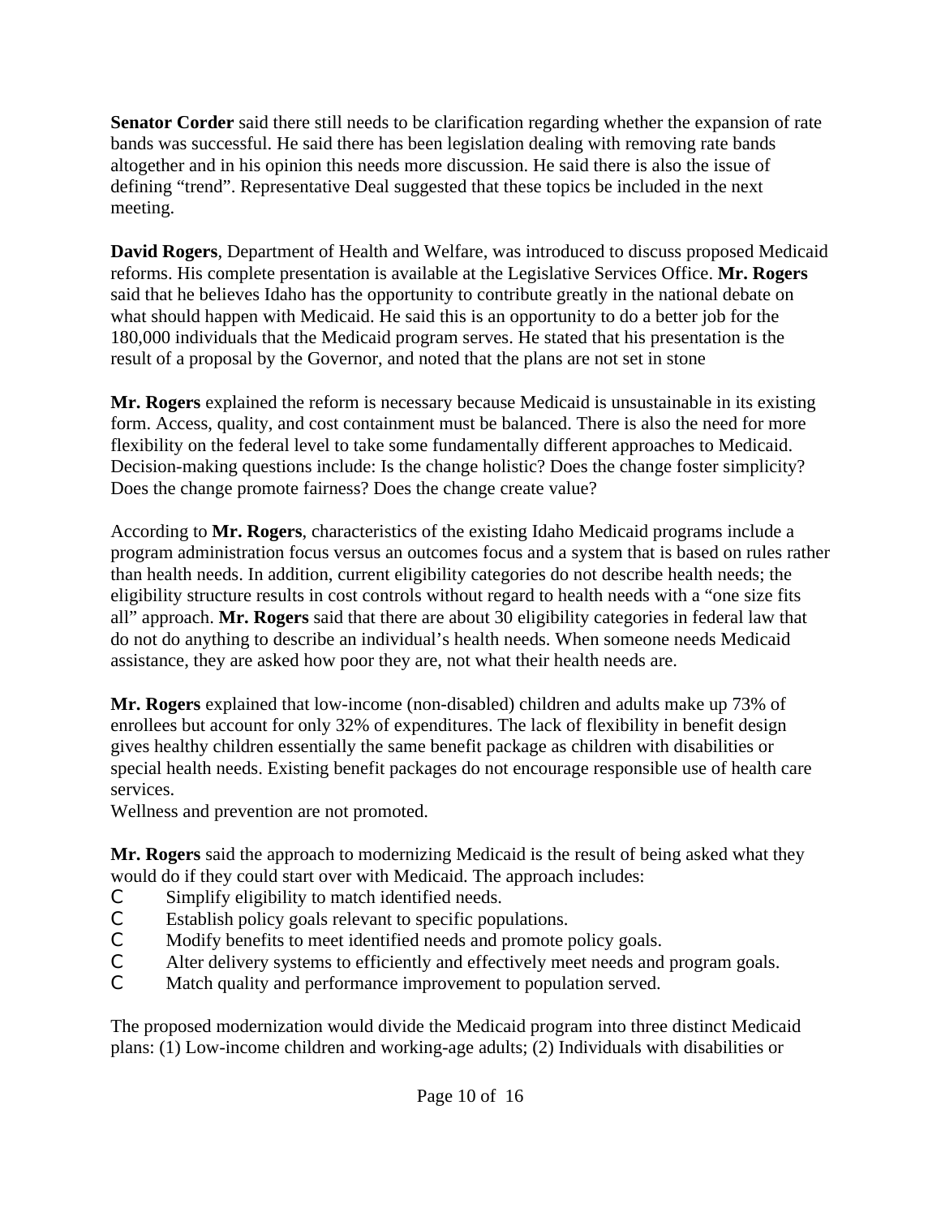**Senator Corder** said there still needs to be clarification regarding whether the expansion of rate bands was successful. He said there has been legislation dealing with removing rate bands altogether and in his opinion this needs more discussion. He said there is also the issue of defining "trend". Representative Deal suggested that these topics be included in the next meeting.

**David Rogers**, Department of Health and Welfare, was introduced to discuss proposed Medicaid reforms. His complete presentation is available at the Legislative Services Office. **Mr. Rogers** said that he believes Idaho has the opportunity to contribute greatly in the national debate on what should happen with Medicaid. He said this is an opportunity to do a better job for the 180,000 individuals that the Medicaid program serves. He stated that his presentation is the result of a proposal by the Governor, and noted that the plans are not set in stone

**Mr. Rogers** explained the reform is necessary because Medicaid is unsustainable in its existing form. Access, quality, and cost containment must be balanced. There is also the need for more flexibility on the federal level to take some fundamentally different approaches to Medicaid. Decision-making questions include: Is the change holistic? Does the change foster simplicity? Does the change promote fairness? Does the change create value?

According to **Mr. Rogers**, characteristics of the existing Idaho Medicaid programs include a program administration focus versus an outcomes focus and a system that is based on rules rather than health needs. In addition, current eligibility categories do not describe health needs; the eligibility structure results in cost controls without regard to health needs with a "one size fits all" approach. **Mr. Rogers** said that there are about 30 eligibility categories in federal law that do not do anything to describe an individual's health needs. When someone needs Medicaid assistance, they are asked how poor they are, not what their health needs are.

**Mr. Rogers** explained that low-income (non-disabled) children and adults make up 73% of enrollees but account for only 32% of expenditures. The lack of flexibility in benefit design gives healthy children essentially the same benefit package as children with disabilities or special health needs. Existing benefit packages do not encourage responsible use of health care services.
Wellness and prevention are not promoted.

**Mr. Rogers** said the approach to modernizing Medicaid is the result of being asked what they would do if they could start over with Medicaid. The approach includes:

- Simplify eligibility to match identified needs.
- Establish policy goals relevant to specific populations.
- Modify benefits to meet identified needs and promote policy goals.
- Alter delivery systems to efficiently and effectively meet needs and program goals.
- Match quality and performance improvement to population served.

The proposed modernization would divide the Medicaid program into three distinct Medicaid plans: (1) Low-income children and working-age adults; (2) Individuals with disabilities or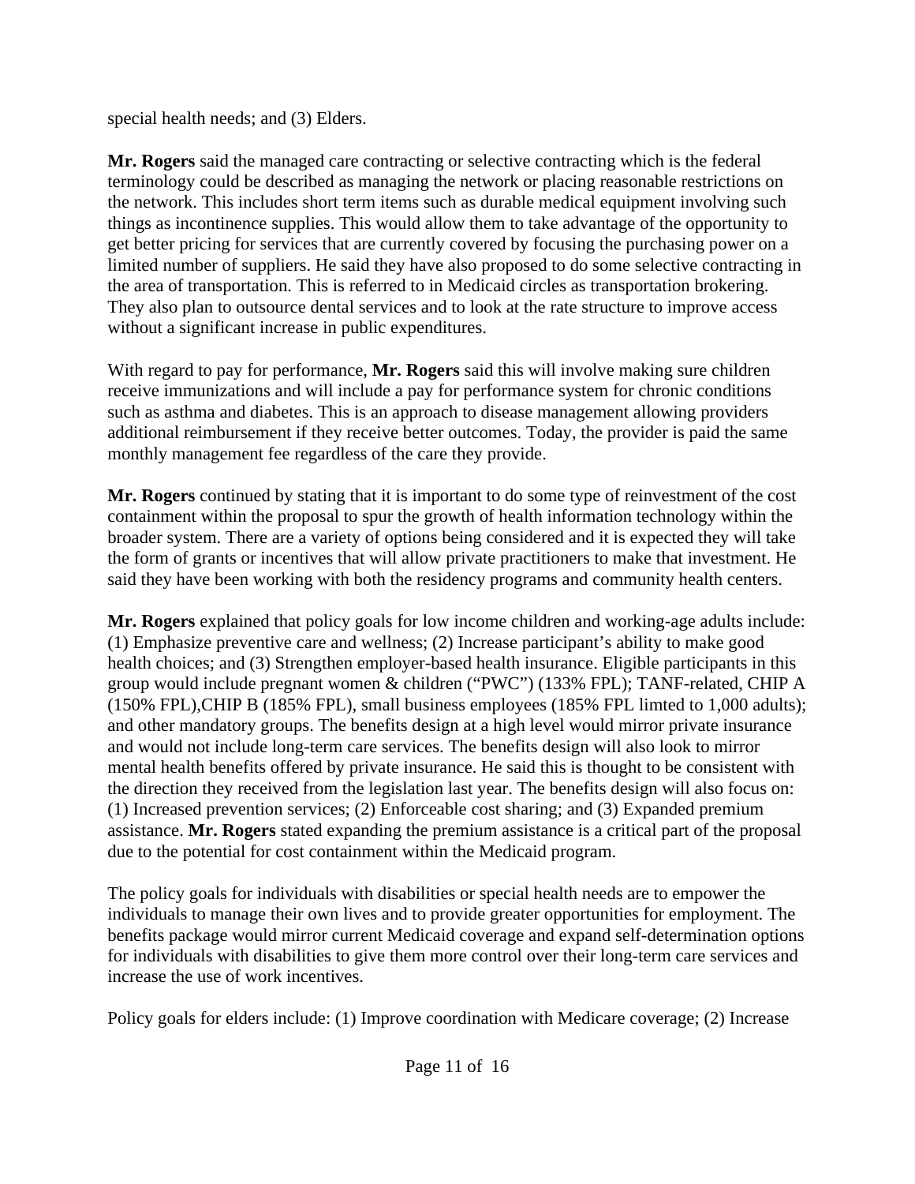special health needs; and (3) Elders.

**Mr. Rogers** said the managed care contracting or selective contracting which is the federal terminology could be described as managing the network or placing reasonable restrictions on the network. This includes short term items such as durable medical equipment involving such things as incontinence supplies. This would allow them to take advantage of the opportunity to get better pricing for services that are currently covered by focusing the purchasing power on a limited number of suppliers. He said they have also proposed to do some selective contracting in the area of transportation. This is referred to in Medicaid circles as transportation brokering. They also plan to outsource dental services and to look at the rate structure to improve access without a significant increase in public expenditures.

With regard to pay for performance, **Mr. Rogers** said this will involve making sure children receive immunizations and will include a pay for performance system for chronic conditions such as asthma and diabetes. This is an approach to disease management allowing providers additional reimbursement if they receive better outcomes. Today, the provider is paid the same monthly management fee regardless of the care they provide.

**Mr. Rogers** continued by stating that it is important to do some type of reinvestment of the cost containment within the proposal to spur the growth of health information technology within the broader system. There are a variety of options being considered and it is expected they will take the form of grants or incentives that will allow private practitioners to make that investment. He said they have been working with both the residency programs and community health centers.

**Mr. Rogers** explained that policy goals for low income children and working-age adults include: (1) Emphasize preventive care and wellness; (2) Increase participant's ability to make good health choices; and (3) Strengthen employer-based health insurance. Eligible participants in this group would include pregnant women & children ("PWC") (133% FPL); TANF-related, CHIP A (150% FPL),CHIP B (185% FPL), small business employees (185% FPL limted to 1,000 adults); and other mandatory groups. The benefits design at a high level would mirror private insurance and would not include long-term care services. The benefits design will also look to mirror mental health benefits offered by private insurance. He said this is thought to be consistent with the direction they received from the legislation last year. The benefits design will also focus on: (1) Increased prevention services; (2) Enforceable cost sharing; and (3) Expanded premium assistance. **Mr. Rogers** stated expanding the premium assistance is a critical part of the proposal due to the potential for cost containment within the Medicaid program.

The policy goals for individuals with disabilities or special health needs are to empower the individuals to manage their own lives and to provide greater opportunities for employment. The benefits package would mirror current Medicaid coverage and expand self-determination options for individuals with disabilities to give them more control over their long-term care services and increase the use of work incentives.

Policy goals for elders include: (1) Improve coordination with Medicare coverage; (2) Increase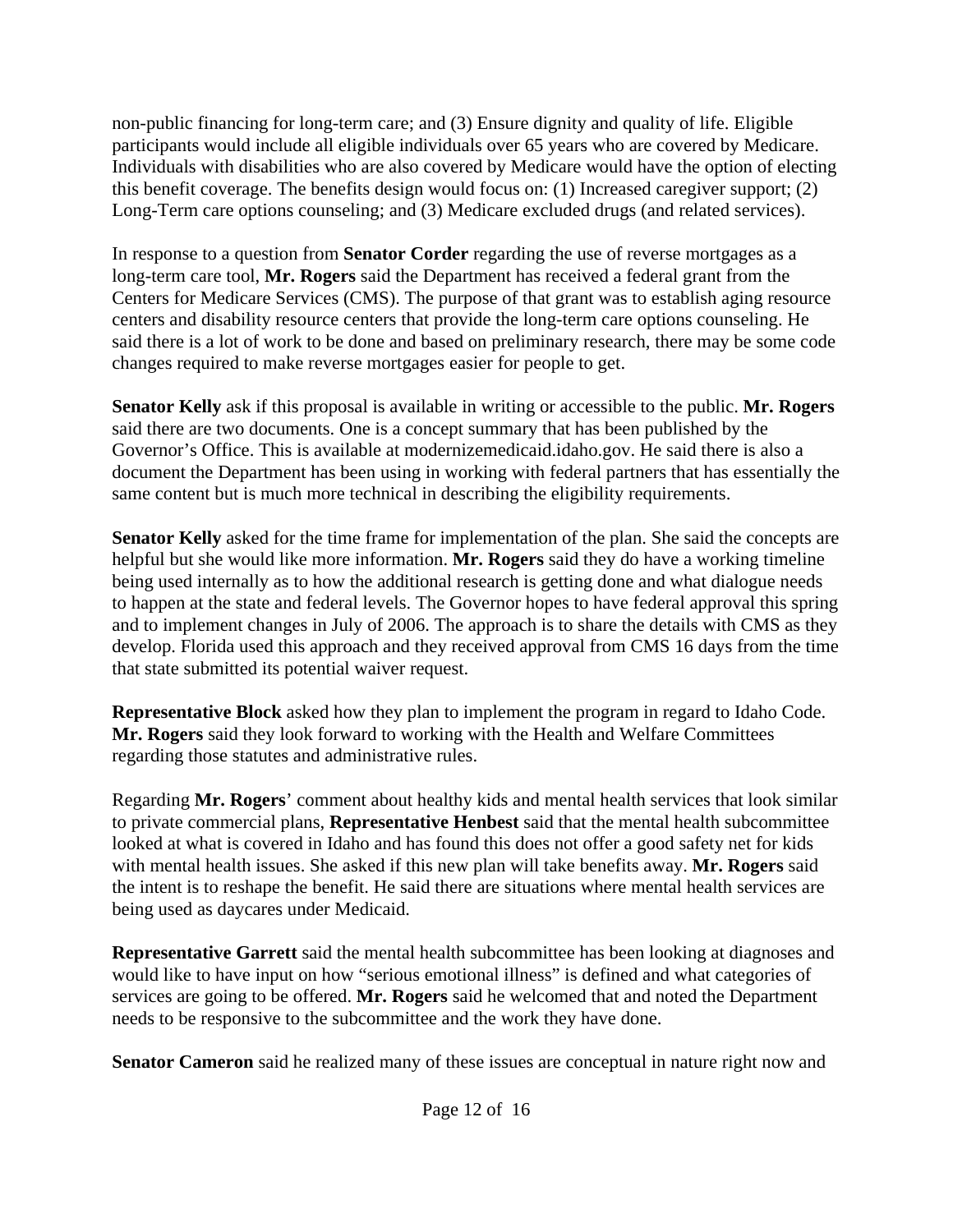non-public financing for long-term care; and (3) Ensure dignity and quality of life. Eligible participants would include all eligible individuals over 65 years who are covered by Medicare. Individuals with disabilities who are also covered by Medicare would have the option of electing this benefit coverage. The benefits design would focus on: (1) Increased caregiver support; (2) Long-Term care options counseling; and (3) Medicare excluded drugs (and related services).

In response to a question from **Senator Corder** regarding the use of reverse mortgages as a long-term care tool, **Mr. Rogers** said the Department has received a federal grant from the Centers for Medicare Services (CMS). The purpose of that grant was to establish aging resource centers and disability resource centers that provide the long-term care options counseling. He said there is a lot of work to be done and based on preliminary research, there may be some code changes required to make reverse mortgages easier for people to get.

**Senator Kelly** ask if this proposal is available in writing or accessible to the public. **Mr. Rogers** said there are two documents. One is a concept summary that has been published by the Governor's Office. This is available at modernizemedicaid.idaho.gov. He said there is also a document the Department has been using in working with federal partners that has essentially the same content but is much more technical in describing the eligibility requirements.

**Senator Kelly** asked for the time frame for implementation of the plan. She said the concepts are helpful but she would like more information. **Mr. Rogers** said they do have a working timeline being used internally as to how the additional research is getting done and what dialogue needs to happen at the state and federal levels. The Governor hopes to have federal approval this spring and to implement changes in July of 2006. The approach is to share the details with CMS as they develop. Florida used this approach and they received approval from CMS 16 days from the time that state submitted its potential waiver request.

**Representative Block** asked how they plan to implement the program in regard to Idaho Code. **Mr. Rogers** said they look forward to working with the Health and Welfare Committees regarding those statutes and administrative rules.

Regarding **Mr. Rogers**' comment about healthy kids and mental health services that look similar to private commercial plans, **Representative Henbest** said that the mental health subcommittee looked at what is covered in Idaho and has found this does not offer a good safety net for kids with mental health issues. She asked if this new plan will take benefits away. **Mr. Rogers** said the intent is to reshape the benefit. He said there are situations where mental health services are being used as daycares under Medicaid.

**Representative Garrett** said the mental health subcommittee has been looking at diagnoses and would like to have input on how "serious emotional illness" is defined and what categories of services are going to be offered. **Mr. Rogers** said he welcomed that and noted the Department needs to be responsive to the subcommittee and the work they have done.

**Senator Cameron** said he realized many of these issues are conceptual in nature right now and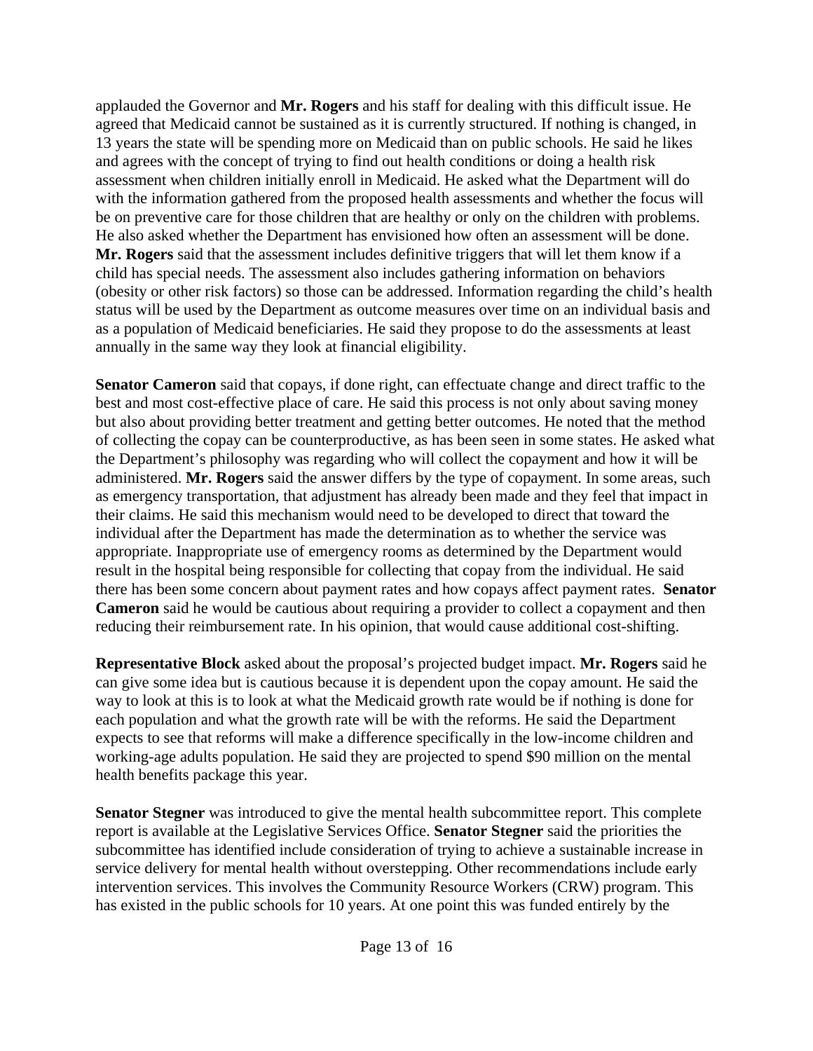applauded the Governor and **Mr. Rogers** and his staff for dealing with this difficult issue. He agreed that Medicaid cannot be sustained as it is currently structured. If nothing is changed, in 13 years the state will be spending more on Medicaid than on public schools. He said he likes and agrees with the concept of trying to find out health conditions or doing a health risk assessment when children initially enroll in Medicaid. He asked what the Department will do with the information gathered from the proposed health assessments and whether the focus will be on preventive care for those children that are healthy or only on the children with problems. He also asked whether the Department has envisioned how often an assessment will be done. **Mr. Rogers** said that the assessment includes definitive triggers that will let them know if a child has special needs. The assessment also includes gathering information on behaviors (obesity or other risk factors) so those can be addressed. Information regarding the child's health status will be used by the Department as outcome measures over time on an individual basis and as a population of Medicaid beneficiaries. He said they propose to do the assessments at least annually in the same way they look at financial eligibility.

**Senator Cameron** said that copays, if done right, can effectuate change and direct traffic to the best and most cost-effective place of care. He said this process is not only about saving money but also about providing better treatment and getting better outcomes. He noted that the method of collecting the copay can be counterproductive, as has been seen in some states. He asked what the Department's philosophy was regarding who will collect the copayment and how it will be administered. **Mr. Rogers** said the answer differs by the type of copayment. In some areas, such as emergency transportation, that adjustment has already been made and they feel that impact in their claims. He said this mechanism would need to be developed to direct that toward the individual after the Department has made the determination as to whether the service was appropriate. Inappropriate use of emergency rooms as determined by the Department would result in the hospital being responsible for collecting that copay from the individual. He said there has been some concern about payment rates and how copays affect payment rates. **Senator Cameron** said he would be cautious about requiring a provider to collect a copayment and then reducing their reimbursement rate. In his opinion, that would cause additional cost-shifting.

**Representative Block** asked about the proposal's projected budget impact. **Mr. Rogers** said he can give some idea but is cautious because it is dependent upon the copay amount. He said the way to look at this is to look at what the Medicaid growth rate would be if nothing is done for each population and what the growth rate will be with the reforms. He said the Department expects to see that reforms will make a difference specifically in the low-income children and working-age adults population. He said they are projected to spend $90 million on the mental health benefits package this year.

**Senator Stegner** was introduced to give the mental health subcommittee report. This complete report is available at the Legislative Services Office. **Senator Stegner** said the priorities the subcommittee has identified include consideration of trying to achieve a sustainable increase in service delivery for mental health without overstepping. Other recommendations include early intervention services. This involves the Community Resource Workers (CRW) program. This has existed in the public schools for 10 years. At one point this was funded entirely by the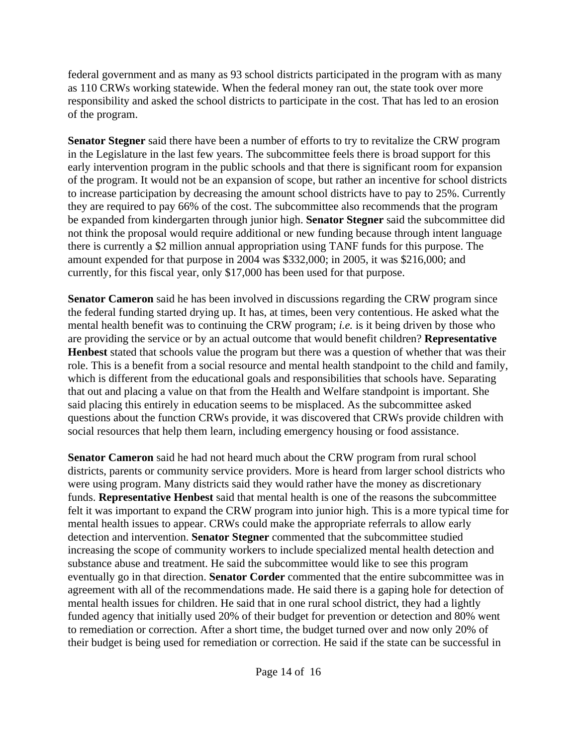federal government and as many as 93 school districts participated in the program with as many as 110 CRWs working statewide. When the federal money ran out, the state took over more responsibility and asked the school districts to participate in the cost. That has led to an erosion of the program.

**Senator Stegner** said there have been a number of efforts to try to revitalize the CRW program in the Legislature in the last few years. The subcommittee feels there is broad support for this early intervention program in the public schools and that there is significant room for expansion of the program. It would not be an expansion of scope, but rather an incentive for school districts to increase participation by decreasing the amount school districts have to pay to 25%. Currently they are required to pay 66% of the cost. The subcommittee also recommends that the program be expanded from kindergarten through junior high. **Senator Stegner** said the subcommittee did not think the proposal would require additional or new funding because through intent language there is currently a $2 million annual appropriation using TANF funds for this purpose. The amount expended for that purpose in 2004 was $332,000; in 2005, it was $216,000; and currently, for this fiscal year, only $17,000 has been used for that purpose.

**Senator Cameron** said he has been involved in discussions regarding the CRW program since the federal funding started drying up. It has, at times, been very contentious. He asked what the mental health benefit was to continuing the CRW program; *i.e.* is it being driven by those who are providing the service or by an actual outcome that would benefit children? **Representative Henbest** stated that schools value the program but there was a question of whether that was their role. This is a benefit from a social resource and mental health standpoint to the child and family, which is different from the educational goals and responsibilities that schools have. Separating that out and placing a value on that from the Health and Welfare standpoint is important. She said placing this entirely in education seems to be misplaced. As the subcommittee asked questions about the function CRWs provide, it was discovered that CRWs provide children with social resources that help them learn, including emergency housing or food assistance.

**Senator Cameron** said he had not heard much about the CRW program from rural school districts, parents or community service providers. More is heard from larger school districts who were using program. Many districts said they would rather have the money as discretionary funds. **Representative Henbest** said that mental health is one of the reasons the subcommittee felt it was important to expand the CRW program into junior high. This is a more typical time for mental health issues to appear. CRWs could make the appropriate referrals to allow early detection and intervention. **Senator Stegner** commented that the subcommittee studied increasing the scope of community workers to include specialized mental health detection and substance abuse and treatment. He said the subcommittee would like to see this program eventually go in that direction. **Senator Corder** commented that the entire subcommittee was in agreement with all of the recommendations made. He said there is a gaping hole for detection of mental health issues for children. He said that in one rural school district, they had a lightly funded agency that initially used 20% of their budget for prevention or detection and 80% went to remediation or correction. After a short time, the budget turned over and now only 20% of their budget is being used for remediation or correction. He said if the state can be successful in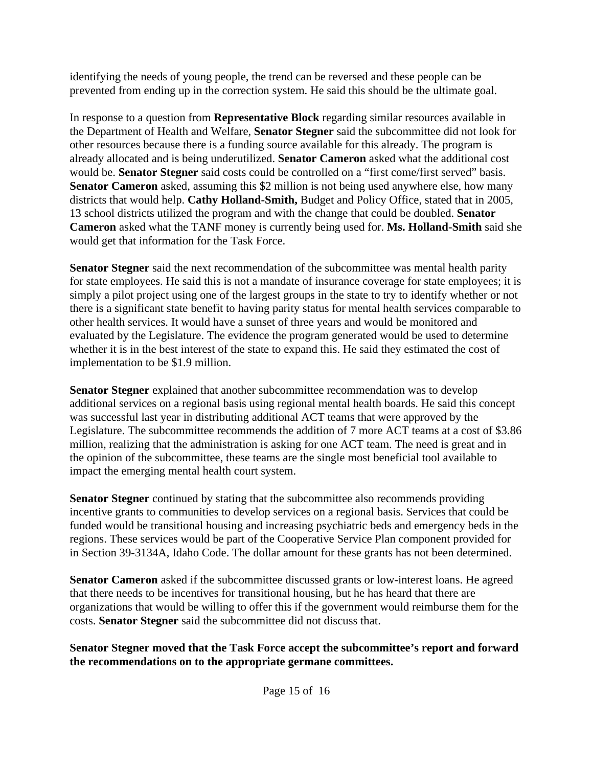identifying the needs of young people, the trend can be reversed and these people can be prevented from ending up in the correction system. He said this should be the ultimate goal.

In response to a question from **Representative Block** regarding similar resources available in the Department of Health and Welfare, **Senator Stegner** said the subcommittee did not look for other resources because there is a funding source available for this already. The program is already allocated and is being underutilized. **Senator Cameron** asked what the additional cost would be. **Senator Stegner** said costs could be controlled on a "first come/first served" basis. **Senator Cameron** asked, assuming this $2 million is not being used anywhere else, how many districts that would help. **Cathy Holland-Smith,** Budget and Policy Office, stated that in 2005, 13 school districts utilized the program and with the change that could be doubled. **Senator Cameron** asked what the TANF money is currently being used for. **Ms. Holland-Smith** said she would get that information for the Task Force.

**Senator Stegner** said the next recommendation of the subcommittee was mental health parity for state employees. He said this is not a mandate of insurance coverage for state employees; it is simply a pilot project using one of the largest groups in the state to try to identify whether or not there is a significant state benefit to having parity status for mental health services comparable to other health services. It would have a sunset of three years and would be monitored and evaluated by the Legislature. The evidence the program generated would be used to determine whether it is in the best interest of the state to expand this. He said they estimated the cost of implementation to be $1.9 million.

**Senator Stegner** explained that another subcommittee recommendation was to develop additional services on a regional basis using regional mental health boards. He said this concept was successful last year in distributing additional ACT teams that were approved by the Legislature. The subcommittee recommends the addition of 7 more ACT teams at a cost of $3.86 million, realizing that the administration is asking for one ACT team. The need is great and in the opinion of the subcommittee, these teams are the single most beneficial tool available to impact the emerging mental health court system.

**Senator Stegner** continued by stating that the subcommittee also recommends providing incentive grants to communities to develop services on a regional basis. Services that could be funded would be transitional housing and increasing psychiatric beds and emergency beds in the regions. These services would be part of the Cooperative Service Plan component provided for in Section 39-3134A, Idaho Code. The dollar amount for these grants has not been determined.

**Senator Cameron** asked if the subcommittee discussed grants or low-interest loans. He agreed that there needs to be incentives for transitional housing, but he has heard that there are organizations that would be willing to offer this if the government would reimburse them for the costs. **Senator Stegner** said the subcommittee did not discuss that.

**Senator Stegner moved that the Task Force accept the subcommittee's report and forward the recommendations on to the appropriate germane committees.**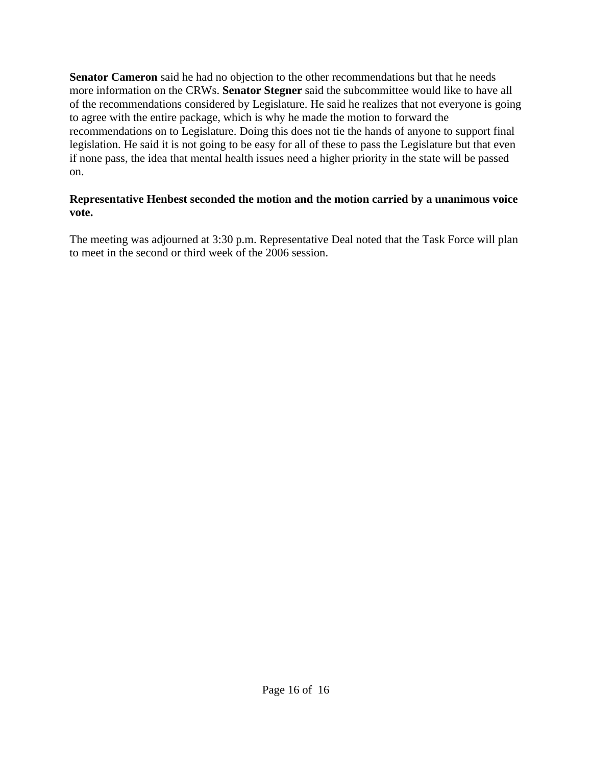**Senator Cameron** said he had no objection to the other recommendations but that he needs more information on the CRWs. **Senator Stegner** said the subcommittee would like to have all of the recommendations considered by Legislature. He said he realizes that not everyone is going to agree with the entire package, which is why he made the motion to forward the recommendations on to Legislature. Doing this does not tie the hands of anyone to support final legislation. He said it is not going to be easy for all of these to pass the Legislature but that even if none pass, the idea that mental health issues need a higher priority in the state will be passed on.

**Representative Henbest seconded the motion and the motion carried by a unanimous voice vote.**

The meeting was adjourned at 3:30 p.m. Representative Deal noted that the Task Force will plan to meet in the second or third week of the 2006 session.